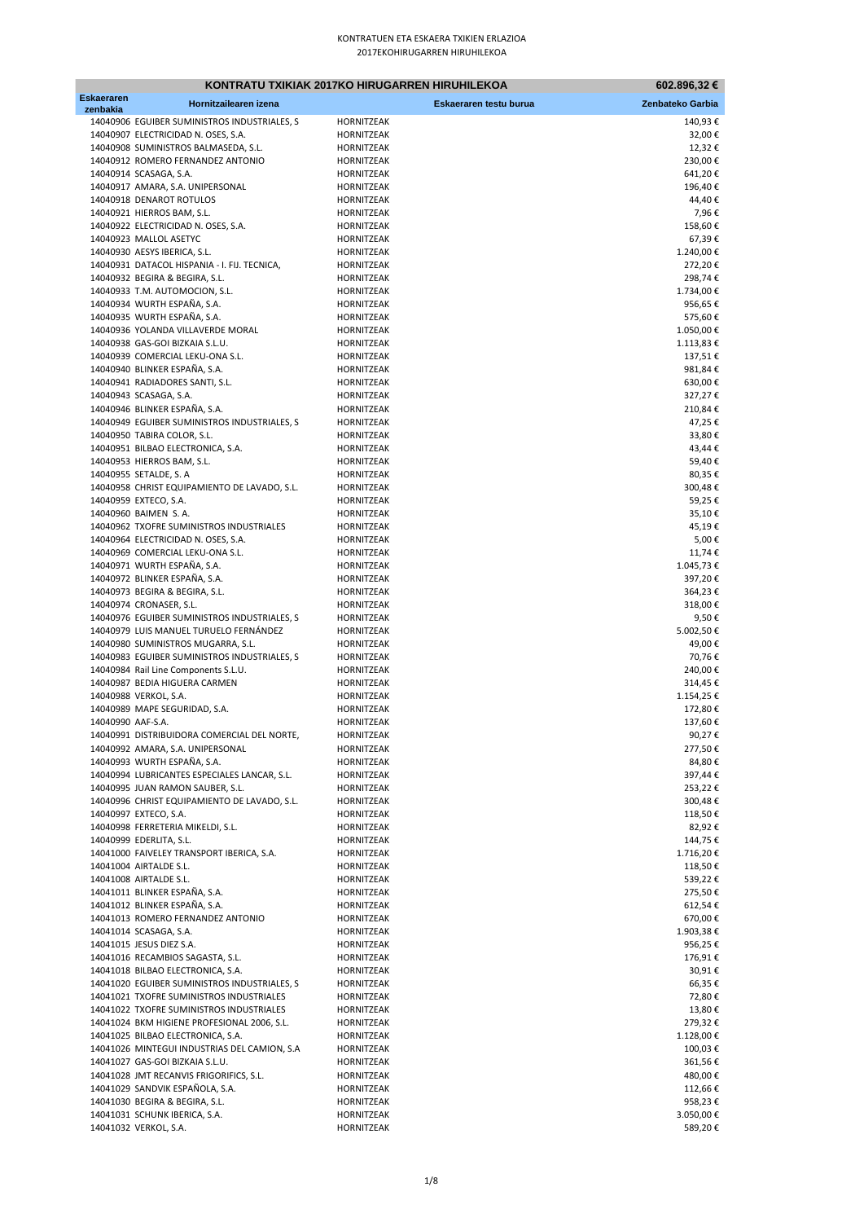KONTRATUEN ETA ESKAERA TXIKIEN ERLAZIOA

2017EKOHIRUGARREN HIRUHILEKOA

| KONTRATU TXIKIAK 2017KO HIRUGARREN HIRUHILEKOA | | | | 602.896,32 € |
|---|---|---|---|---|
| Eskaeraren zenbakia | Hornitzailearen izena | | Eskaeraren testu burua | Zenbateko Garbia |
| 14040906 | EGUIBER SUMINISTROS INDUSTRIALES, S | HORNITZEAK | | 140,93 € |
| 14040907 | ELECTRICIDAD N. OSES, S.A. | HORNITZEAK | | 32,00 € |
| 14040908 | SUMINISTROS BALMASEDA, S.L. | HORNITZEAK | | 12,32 € |
| 14040912 | ROMERO FERNANDEZ ANTONIO | HORNITZEAK | | 230,00 € |
| 14040914 | SCASAGA, S.A. | HORNITZEAK | | 641,20 € |
| 14040917 | AMARA, S.A. UNIPERSONAL | HORNITZEAK | | 196,40 € |
| 14040918 | DENAROT ROTULOS | HORNITZEAK | | 44,40 € |
| 14040921 | HIERROS BAM, S.L. | HORNITZEAK | | 7,96 € |
| 14040922 | ELECTRICIDAD N. OSES, S.A. | HORNITZEAK | | 158,60 € |
| 14040923 | MALLOL ASETYC | HORNITZEAK | | 67,39 € |
| 14040930 | AESYS IBERICA, S.L. | HORNITZEAK | | 1.240,00 € |
| 14040931 | DATACOL HISPANIA - I. FIJ. TECNICA, | HORNITZEAK | | 272,20 € |
| 14040932 | BEGIRA & BEGIRA, S.L. | HORNITZEAK | | 298,74 € |
| 14040933 | T.M. AUTOMOCION, S.L. | HORNITZEAK | | 1.734,00 € |
| 14040934 | WURTH ESPAÑA, S.A. | HORNITZEAK | | 956,65 € |
| 14040935 | WURTH ESPAÑA, S.A. | HORNITZEAK | | 575,60 € |
| 14040936 | YOLANDA VILLAVERDE MORAL | HORNITZEAK | | 1.050,00 € |
| 14040938 | GAS-GOI BIZKAIA S.L.U. | HORNITZEAK | | 1.113,83 € |
| 14040939 | COMERCIAL LEKU-ONA S.L. | HORNITZEAK | | 137,51 € |
| 14040940 | BLINKER ESPAÑA, S.A. | HORNITZEAK | | 981,84 € |
| 14040941 | RADIADORES SANTI, S.L. | HORNITZEAK | | 630,00 € |
| 14040943 | SCASAGA, S.A. | HORNITZEAK | | 327,27 € |
| 14040946 | BLINKER ESPAÑA, S.A. | HORNITZEAK | | 210,84 € |
| 14040949 | EGUIBER SUMINISTROS INDUSTRIALES, S | HORNITZEAK | | 47,25 € |
| 14040950 | TABIRA COLOR, S.L. | HORNITZEAK | | 33,80 € |
| 14040951 | BILBAO ELECTRONICA, S.A. | HORNITZEAK | | 43,44 € |
| 14040953 | HIERROS BAM, S.L. | HORNITZEAK | | 59,40 € |
| 14040955 | SETALDE, S. A | HORNITZEAK | | 80,35 € |
| 14040958 | CHRIST EQUIPAMIENTO DE LAVADO, S.L. | HORNITZEAK | | 300,48 € |
| 14040959 | EXTECO, S.A. | HORNITZEAK | | 59,25 € |
| 14040960 | BAIMEN S. A. | HORNITZEAK | | 35,10 € |
| 14040962 | TXOFRE SUMINISTROS INDUSTRIALES | HORNITZEAK | | 45,19 € |
| 14040964 | ELECTRICIDAD N. OSES, S.A. | HORNITZEAK | | 5,00 € |
| 14040969 | COMERCIAL LEKU-ONA S.L. | HORNITZEAK | | 11,74 € |
| 14040971 | WURTH ESPAÑA, S.A. | HORNITZEAK | | 1.045,73 € |
| 14040972 | BLINKER ESPAÑA, S.A. | HORNITZEAK | | 397,20 € |
| 14040973 | BEGIRA & BEGIRA, S.L. | HORNITZEAK | | 364,23 € |
| 14040974 | CRONASER, S.L. | HORNITZEAK | | 318,00 € |
| 14040976 | EGUIBER SUMINISTROS INDUSTRIALES, S | HORNITZEAK | | 9,50 € |
| 14040979 | LUIS MANUEL TURUELO FERNÁNDEZ | HORNITZEAK | | 5.002,50 € |
| 14040980 | SUMINISTROS MUGARRA, S.L. | HORNITZEAK | | 49,00 € |
| 14040983 | EGUIBER SUMINISTROS INDUSTRIALES, S | HORNITZEAK | | 70,76 € |
| 14040984 | Rail Line Components S.L.U. | HORNITZEAK | | 240,00 € |
| 14040987 | BEDIA HIGUERA CARMEN | HORNITZEAK | | 314,45 € |
| 14040988 | VERKOL, S.A. | HORNITZEAK | | 1.154,25 € |
| 14040989 | MAPE SEGURIDAD, S.A. | HORNITZEAK | | 172,80 € |
| 14040990 | AAF-S.A. | HORNITZEAK | | 137,60 € |
| 14040991 | DISTRIBUIDORA COMERCIAL DEL NORTE, | HORNITZEAK | | 90,27 € |
| 14040992 | AMARA, S.A. UNIPERSONAL | HORNITZEAK | | 277,50 € |
| 14040993 | WURTH ESPAÑA, S.A. | HORNITZEAK | | 84,80 € |
| 14040994 | LUBRICANTES ESPECIALES LANCAR, S.L. | HORNITZEAK | | 397,44 € |
| 14040995 | JUAN RAMON SAUBER, S.L. | HORNITZEAK | | 253,22 € |
| 14040996 | CHRIST EQUIPAMIENTO DE LAVADO, S.L. | HORNITZEAK | | 300,48 € |
| 14040997 | EXTECO, S.A. | HORNITZEAK | | 118,50 € |
| 14040998 | FERRETERIA MIKELDI, S.L. | HORNITZEAK | | 82,92 € |
| 14040999 | EDERLITA, S.L. | HORNITZEAK | | 144,75 € |
| 14041000 | FAIVELEY TRANSPORT IBERICA, S.A. | HORNITZEAK | | 1.716,20 € |
| 14041004 | AIRTALDE S.L. | HORNITZEAK | | 118,50 € |
| 14041008 | AIRTALDE S.L. | HORNITZEAK | | 539,22 € |
| 14041011 | BLINKER ESPAÑA, S.A. | HORNITZEAK | | 275,50 € |
| 14041012 | BLINKER ESPAÑA, S.A. | HORNITZEAK | | 612,54 € |
| 14041013 | ROMERO FERNANDEZ ANTONIO | HORNITZEAK | | 670,00 € |
| 14041014 | SCASAGA, S.A. | HORNITZEAK | | 1.903,38 € |
| 14041015 | JESUS DIEZ S.A. | HORNITZEAK | | 956,25 € |
| 14041016 | RECAMBIOS SAGASTA, S.L. | HORNITZEAK | | 176,91 € |
| 14041018 | BILBAO ELECTRONICA, S.A. | HORNITZEAK | | 30,91 € |
| 14041020 | EGUIBER SUMINISTROS INDUSTRIALES, S | HORNITZEAK | | 66,35 € |
| 14041021 | TXOFRE SUMINISTROS INDUSTRIALES | HORNITZEAK | | 72,80 € |
| 14041022 | TXOFRE SUMINISTROS INDUSTRIALES | HORNITZEAK | | 13,80 € |
| 14041024 | BKM HIGIENE PROFESIONAL 2006, S.L. | HORNITZEAK | | 279,32 € |
| 14041025 | BILBAO ELECTRONICA, S.A. | HORNITZEAK | | 1.128,00 € |
| 14041026 | MINTEGUI INDUSTRIAS DEL CAMION, S.A | HORNITZEAK | | 100,03 € |
| 14041027 | GAS-GOI BIZKAIA S.L.U. | HORNITZEAK | | 361,56 € |
| 14041028 | JMT RECANVIS FRIGORIFICS, S.L. | HORNITZEAK | | 480,00 € |
| 14041029 | SANDVIK ESPAÑOLA, S.A. | HORNITZEAK | | 112,66 € |
| 14041030 | BEGIRA & BEGIRA, S.L. | HORNITZEAK | | 958,23 € |
| 14041031 | SCHUNK IBERICA, S.A. | HORNITZEAK | | 3.050,00 € |
| 14041032 | VERKOL, S.A. | HORNITZEAK | | 589,20 € |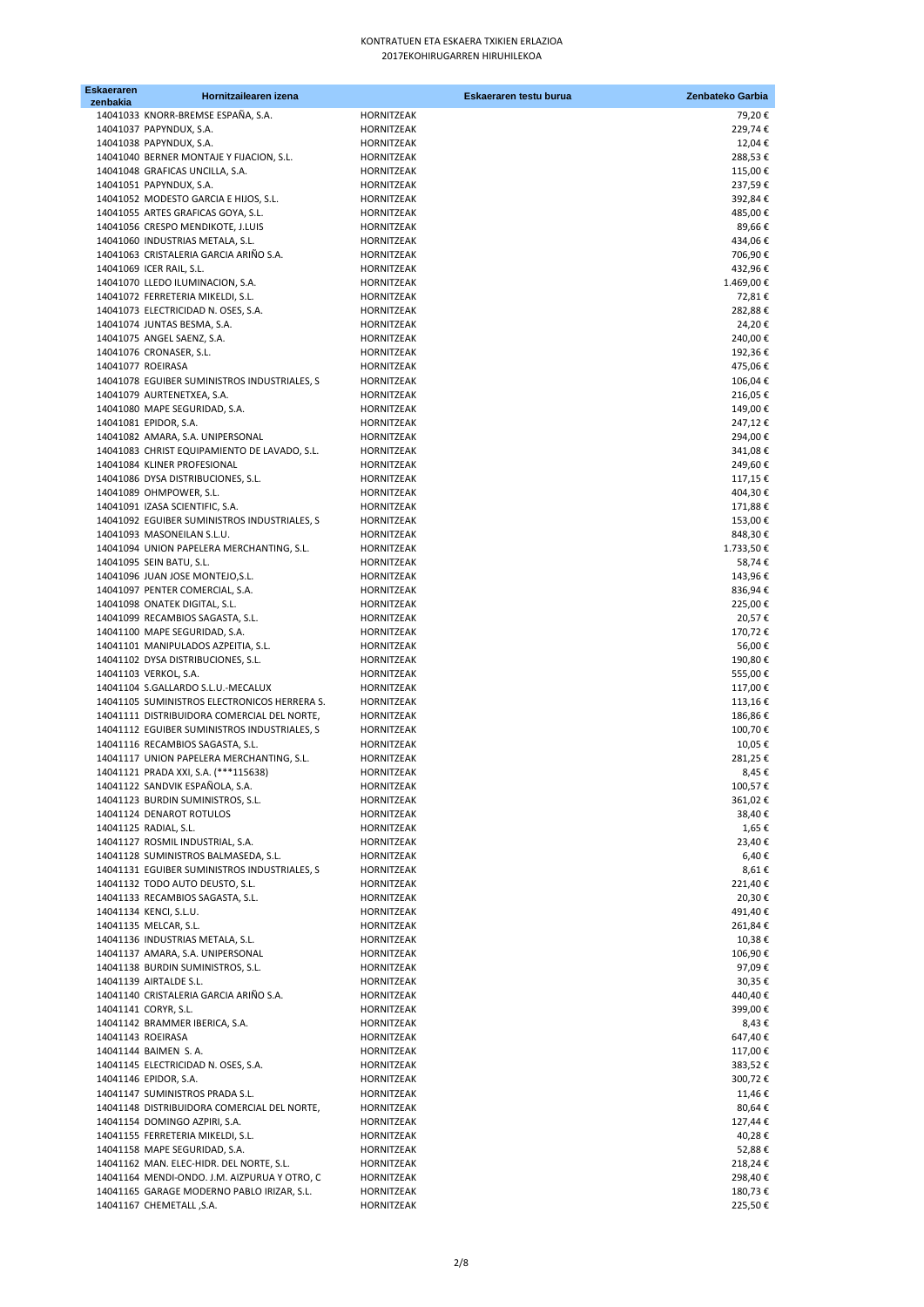# KONTRATUEN ETA ESKAERA TXIKIEN ERLAZIOA
2017EKOHIRUGARREN HIRUHILEKOA

| Eskaeraren zenbakia | Hornitzailearen izena | | Eskaeraren testu burua | Zenbateko Garbia |
|---|---|---|---|---|
| 14041033 | KNORR-BREMSE ESPAÑA, S.A. | HORNITZEAK | | 79,20 € |
| 14041037 | PAPYNDUX, S.A. | HORNITZEAK | | 229,74 € |
| 14041038 | PAPYNDUX, S.A. | HORNITZEAK | | 12,04 € |
| 14041040 | BERNER MONTAJE Y FIJACION, S.L. | HORNITZEAK | | 288,53 € |
| 14041048 | GRAFICAS UNCILLA, S.A. | HORNITZEAK | | 115,00 € |
| 14041051 | PAPYNDUX, S.A. | HORNITZEAK | | 237,59 € |
| 14041052 | MODESTO GARCIA E HIJOS, S.L. | HORNITZEAK | | 392,84 € |
| 14041055 | ARTES GRAFICAS GOYA, S.L. | HORNITZEAK | | 485,00 € |
| 14041056 | CRESPO MENDIKOTE, J.LUIS | HORNITZEAK | | 89,66 € |
| 14041060 | INDUSTRIAS METALA, S.L. | HORNITZEAK | | 434,06 € |
| 14041063 | CRISTALERIA GARCIA ARIÑO S.A. | HORNITZEAK | | 706,90 € |
| 14041069 | ICER RAIL, S.L. | HORNITZEAK | | 432,96 € |
| 14041070 | LLEDO ILUMINACION, S.A. | HORNITZEAK | | 1.469,00 € |
| 14041072 | FERRETERIA MIKELDI, S.L. | HORNITZEAK | | 72,81 € |
| 14041073 | ELECTRICIDAD N. OSES, S.A. | HORNITZEAK | | 282,88 € |
| 14041074 | JUNTAS BESMA, S.A. | HORNITZEAK | | 24,20 € |
| 14041075 | ANGEL SAENZ, S.A. | HORNITZEAK | | 240,00 € |
| 14041076 | CRONASER, S.L. | HORNITZEAK | | 192,36 € |
| 14041077 | ROEIRASA | HORNITZEAK | | 475,06 € |
| 14041078 | EGUIBER SUMINISTROS INDUSTRIALES, S | HORNITZEAK | | 106,04 € |
| 14041079 | AURTENETXEA, S.A. | HORNITZEAK | | 216,05 € |
| 14041080 | MAPE SEGURIDAD, S.A. | HORNITZEAK | | 149,00 € |
| 14041081 | EPIDOR, S.A. | HORNITZEAK | | 247,12 € |
| 14041082 | AMARA, S.A. UNIPERSONAL | HORNITZEAK | | 294,00 € |
| 14041083 | CHRIST EQUIPAMIENTO DE LAVADO, S.L. | HORNITZEAK | | 341,08 € |
| 14041084 | KLINER PROFESIONAL | HORNITZEAK | | 249,60 € |
| 14041086 | DYSA DISTRIBUCIONES, S.L. | HORNITZEAK | | 117,15 € |
| 14041089 | OHMPOWER, S.L. | HORNITZEAK | | 404,30 € |
| 14041091 | IZASA SCIENTIFIC, S.A. | HORNITZEAK | | 171,88 € |
| 14041092 | EGUIBER SUMINISTROS INDUSTRIALES, S | HORNITZEAK | | 153,00 € |
| 14041093 | MASONEILAN S.L.U. | HORNITZEAK | | 848,30 € |
| 14041094 | UNION PAPELERA MERCHANTING, S.L. | HORNITZEAK | | 1.733,50 € |
| 14041095 | SEIN BATU, S.L. | HORNITZEAK | | 58,74 € |
| 14041096 | JUAN JOSE MONTEJO,S.L. | HORNITZEAK | | 143,96 € |
| 14041097 | PENTER COMERCIAL, S.A. | HORNITZEAK | | 836,94 € |
| 14041098 | ONATEK DIGITAL, S.L. | HORNITZEAK | | 225,00 € |
| 14041099 | RECAMBIOS SAGASTA, S.L. | HORNITZEAK | | 20,57 € |
| 14041100 | MAPE SEGURIDAD, S.A. | HORNITZEAK | | 170,72 € |
| 14041101 | MANIPULADOS AZPEITIA, S.L. | HORNITZEAK | | 56,00 € |
| 14041102 | DYSA DISTRIBUCIONES, S.L. | HORNITZEAK | | 190,80 € |
| 14041103 | VERKOL, S.A. | HORNITZEAK | | 555,00 € |
| 14041104 | S.GALLARDO S.L.U.-MECALUX | HORNITZEAK | | 117,00 € |
| 14041105 | SUMINISTROS ELECTRONICOS HERRERA S. | HORNITZEAK | | 113,16 € |
| 14041111 | DISTRIBUIDORA COMERCIAL DEL NORTE, | HORNITZEAK | | 186,86 € |
| 14041112 | EGUIBER SUMINISTROS INDUSTRIALES, S | HORNITZEAK | | 100,70 € |
| 14041116 | RECAMBIOS SAGASTA, S.L. | HORNITZEAK | | 10,05 € |
| 14041117 | UNION PAPELERA MERCHANTING, S.L. | HORNITZEAK | | 281,25 € |
| 14041121 | PRADA XXI, S.A. (***115638) | HORNITZEAK | | 8,45 € |
| 14041122 | SANDVIK ESPAÑOLA, S.A. | HORNITZEAK | | 100,57 € |
| 14041123 | BURDIN SUMINISTROS, S.L. | HORNITZEAK | | 361,02 € |
| 14041124 | DENAROT ROTULOS | HORNITZEAK | | 38,40 € |
| 14041125 | RADIAL, S.L. | HORNITZEAK | | 1,65 € |
| 14041127 | ROSMIL INDUSTRIAL, S.A. | HORNITZEAK | | 23,40 € |
| 14041128 | SUMINISTROS BALMASEDA, S.L. | HORNITZEAK | | 6,40 € |
| 14041131 | EGUIBER SUMINISTROS INDUSTRIALES, S | HORNITZEAK | | 8,61 € |
| 14041132 | TODO AUTO DEUSTO, S.L. | HORNITZEAK | | 221,40 € |
| 14041133 | RECAMBIOS SAGASTA, S.L. | HORNITZEAK | | 20,30 € |
| 14041134 | KENCI, S.L.U. | HORNITZEAK | | 491,40 € |
| 14041135 | MELCAR, S.L. | HORNITZEAK | | 261,84 € |
| 14041136 | INDUSTRIAS METALA, S.L. | HORNITZEAK | | 10,38 € |
| 14041137 | AMARA, S.A. UNIPERSONAL | HORNITZEAK | | 106,90 € |
| 14041138 | BURDIN SUMINISTROS, S.L. | HORNITZEAK | | 97,09 € |
| 14041139 | AIRTALDE S.L. | HORNITZEAK | | 30,35 € |
| 14041140 | CRISTALERIA GARCIA ARIÑO S.A. | HORNITZEAK | | 440,40 € |
| 14041141 | CORYR, S.L. | HORNITZEAK | | 399,00 € |
| 14041142 | BRAMMER IBERICA, S.A. | HORNITZEAK | | 8,43 € |
| 14041143 | ROEIRASA | HORNITZEAK | | 647,40 € |
| 14041144 | BAIMEN S. A. | HORNITZEAK | | 117,00 € |
| 14041145 | ELECTRICIDAD N. OSES, S.A. | HORNITZEAK | | 383,52 € |
| 14041146 | EPIDOR, S.A. | HORNITZEAK | | 300,72 € |
| 14041147 | SUMINISTROS PRADA S.L. | HORNITZEAK | | 11,46 € |
| 14041148 | DISTRIBUIDORA COMERCIAL DEL NORTE, | HORNITZEAK | | 80,64 € |
| 14041154 | DOMINGO AZPIRI, S.A. | HORNITZEAK | | 127,44 € |
| 14041155 | FERRETERIA MIKELDI, S.L. | HORNITZEAK | | 40,28 € |
| 14041158 | MAPE SEGURIDAD, S.A. | HORNITZEAK | | 52,88 € |
| 14041162 | MAN. ELEC-HIDR. DEL NORTE, S.L. | HORNITZEAK | | 218,24 € |
| 14041164 | MENDI-ONDO. J.M. AIZPURUA Y OTRO, C | HORNITZEAK | | 298,40 € |
| 14041165 | GARAGE MODERNO PABLO IRIZAR, S.L. | HORNITZEAK | | 180,73 € |
| 14041167 | CHEMETALL ,S.A. | HORNITZEAK | | 225,50 € |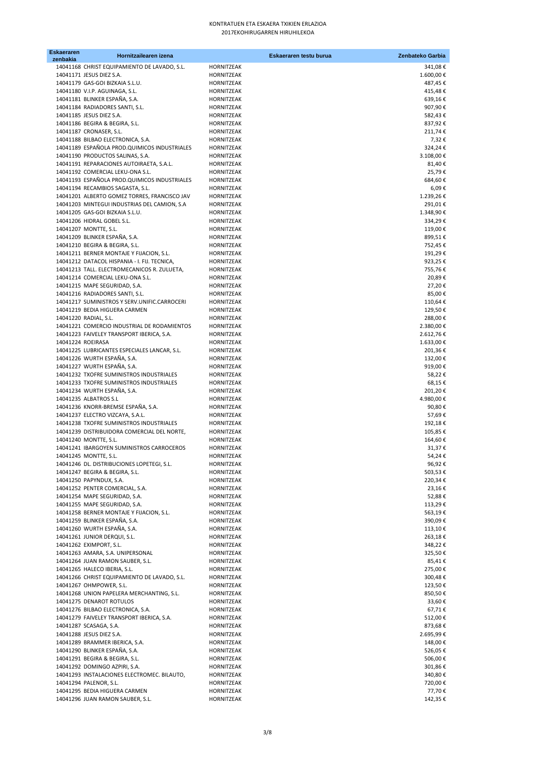KONTRATUEN ETA ESKAERA TXIKIEN ERLAZIOA
2017EKOHIRUGARREN HIRUHILEKOA

| Eskaeraren zenbakia | Hornitzailearen izena | | Eskaeraren testu burua | Zenbateko Garbia |
|---|---|---|---|---|
| 14041168 | CHRIST EQUIPAMIENTO DE LAVADO, S.L. | HORNITZEAK | | 341,08 € |
| 14041171 | JESUS DIEZ S.A. | HORNITZEAK | | 1.600,00 € |
| 14041179 | GAS-GOI BIZKAIA S.L.U. | HORNITZEAK | | 487,45 € |
| 14041180 | V.I.P. AGUINAGA, S.L. | HORNITZEAK | | 415,48 € |
| 14041181 | BLINKER ESPAÑA, S.A. | HORNITZEAK | | 639,16 € |
| 14041184 | RADIADORES SANTI, S.L. | HORNITZEAK | | 907,90 € |
| 14041185 | JESUS DIEZ S.A. | HORNITZEAK | | 582,43 € |
| 14041186 | BEGIRA & BEGIRA, S.L. | HORNITZEAK | | 837,92 € |
| 14041187 | CRONASER, S.L. | HORNITZEAK | | 211,74 € |
| 14041188 | BILBAO ELECTRONICA, S.A. | HORNITZEAK | | 7,32 € |
| 14041189 | ESPAÑOLA PROD.QUIMICOS INDUSTRIALES | HORNITZEAK | | 324,24 € |
| 14041190 | PRODUCTOS SALINAS, S.A. | HORNITZEAK | | 3.108,00 € |
| 14041191 | REPARACIONES AUTOIRAETA, S.A.L. | HORNITZEAK | | 81,40 € |
| 14041192 | COMERCIAL LEKU-ONA S.L. | HORNITZEAK | | 25,79 € |
| 14041193 | ESPAÑOLA PROD.QUIMICOS INDUSTRIALES | HORNITZEAK | | 684,60 € |
| 14041194 | RECAMBIOS SAGASTA, S.L. | HORNITZEAK | | 6,09 € |
| 14041201 | ALBERTO GOMEZ TORRES, FRANCISCO JAV | HORNITZEAK | | 1.239,26 € |
| 14041203 | MINTEGUI INDUSTRIAS DEL CAMION, S.A | HORNITZEAK | | 291,01 € |
| 14041205 | GAS-GOI BIZKAIA S.L.U. | HORNITZEAK | | 1.348,90 € |
| 14041206 | HIDRAL GOBEL S.L. | HORNITZEAK | | 334,29 € |
| 14041207 | MONTTE, S.L. | HORNITZEAK | | 119,00 € |
| 14041209 | BLINKER ESPAÑA, S.A. | HORNITZEAK | | 899,51 € |
| 14041210 | BEGIRA & BEGIRA, S.L. | HORNITZEAK | | 752,45 € |
| 14041211 | BERNER MONTAJE Y FIJACION, S.L. | HORNITZEAK | | 191,29 € |
| 14041212 | DATACOL HISPANIA - I. FIJ. TECNICA, | HORNITZEAK | | 923,25 € |
| 14041213 | TALL. ELECTROMECANICOS R. ZULUETA, | HORNITZEAK | | 755,76 € |
| 14041214 | COMERCIAL LEKU-ONA S.L. | HORNITZEAK | | 20,89 € |
| 14041215 | MAPE SEGURIDAD, S.A. | HORNITZEAK | | 27,20 € |
| 14041216 | RADIADORES SANTI, S.L. | HORNITZEAK | | 85,00 € |
| 14041217 | SUMINISTROS Y SERV.UNIFIC.CARROCERI | HORNITZEAK | | 110,64 € |
| 14041219 | BEDIA HIGUERA CARMEN | HORNITZEAK | | 129,50 € |
| 14041220 | RADIAL, S.L. | HORNITZEAK | | 288,00 € |
| 14041221 | COMERCIO INDUSTRIAL DE RODAMIENTOS | HORNITZEAK | | 2.380,00 € |
| 14041223 | FAIVELEY TRANSPORT IBERICA, S.A. | HORNITZEAK | | 2.612,76 € |
| 14041224 | ROEIRASA | HORNITZEAK | | 1.633,00 € |
| 14041225 | LUBRICANTES ESPECIALES LANCAR, S.L. | HORNITZEAK | | 201,36 € |
| 14041226 | WURTH ESPAÑA, S.A. | HORNITZEAK | | 132,00 € |
| 14041227 | WURTH ESPAÑA, S.A. | HORNITZEAK | | 919,00 € |
| 14041232 | TXOFRE SUMINISTROS INDUSTRIALES | HORNITZEAK | | 58,22 € |
| 14041233 | TXOFRE SUMINISTROS INDUSTRIALES | HORNITZEAK | | 68,15 € |
| 14041234 | WURTH ESPAÑA, S.A. | HORNITZEAK | | 201,20 € |
| 14041235 | ALBATROS S.L | HORNITZEAK | | 4.980,00 € |
| 14041236 | KNORR-BREMSE ESPAÑA, S.A. | HORNITZEAK | | 90,80 € |
| 14041237 | ELECTRO VIZCAYA, S.A.L. | HORNITZEAK | | 57,69 € |
| 14041238 | TXOFRE SUMINISTROS INDUSTRIALES | HORNITZEAK | | 192,18 € |
| 14041239 | DISTRIBUIDORA COMERCIAL DEL NORTE, | HORNITZEAK | | 105,85 € |
| 14041240 | MONTTE, S.L. | HORNITZEAK | | 164,60 € |
| 14041241 | IBARGOYEN SUMINISTROS CARROCEROS | HORNITZEAK | | 31,37 € |
| 14041245 | MONTTE, S.L. | HORNITZEAK | | 54,24 € |
| 14041246 | DL. DISTRIBUCIONES LOPETEGI, S.L. | HORNITZEAK | | 96,92 € |
| 14041247 | BEGIRA & BEGIRA, S.L. | HORNITZEAK | | 503,53 € |
| 14041250 | PAPYNDUX, S.A. | HORNITZEAK | | 220,34 € |
| 14041252 | PENTER COMERCIAL, S.A. | HORNITZEAK | | 23,16 € |
| 14041254 | MAPE SEGURIDAD, S.A. | HORNITZEAK | | 52,88 € |
| 14041255 | MAPE SEGURIDAD, S.A. | HORNITZEAK | | 113,29 € |
| 14041258 | BERNER MONTAJE Y FIJACION, S.L. | HORNITZEAK | | 563,19 € |
| 14041259 | BLINKER ESPAÑA, S.A. | HORNITZEAK | | 390,09 € |
| 14041260 | WURTH ESPAÑA, S.A. | HORNITZEAK | | 113,10 € |
| 14041261 | JUNIOR DERQUI, S.L. | HORNITZEAK | | 263,18 € |
| 14041262 | EXIMPORT, S.L. | HORNITZEAK | | 348,22 € |
| 14041263 | AMARA, S.A. UNIPERSONAL | HORNITZEAK | | 325,50 € |
| 14041264 | JUAN RAMON SAUBER, S.L. | HORNITZEAK | | 85,41 € |
| 14041265 | HALECO IBERIA, S.L. | HORNITZEAK | | 275,00 € |
| 14041266 | CHRIST EQUIPAMIENTO DE LAVADO, S.L. | HORNITZEAK | | 300,48 € |
| 14041267 | OHMPOWER, S.L. | HORNITZEAK | | 123,50 € |
| 14041268 | UNION PAPELERA MERCHANTING, S.L. | HORNITZEAK | | 850,50 € |
| 14041275 | DENAROT ROTULOS | HORNITZEAK | | 33,60 € |
| 14041276 | BILBAO ELECTRONICA, S.A. | HORNITZEAK | | 67,71 € |
| 14041279 | FAIVELEY TRANSPORT IBERICA, S.A. | HORNITZEAK | | 512,00 € |
| 14041287 | SCASAGA, S.A. | HORNITZEAK | | 873,68 € |
| 14041288 | JESUS DIEZ S.A. | HORNITZEAK | | 2.695,99 € |
| 14041289 | BRAMMER IBERICA, S.A. | HORNITZEAK | | 148,00 € |
| 14041290 | BLINKER ESPAÑA, S.A. | HORNITZEAK | | 526,05 € |
| 14041291 | BEGIRA & BEGIRA, S.L. | HORNITZEAK | | 506,00 € |
| 14041292 | DOMINGO AZPIRI, S.A. | HORNITZEAK | | 301,86 € |
| 14041293 | INSTALACIONES ELECTROMEC. BILAUTO, | HORNITZEAK | | 340,80 € |
| 14041294 | PALENOR, S.L. | HORNITZEAK | | 720,00 € |
| 14041295 | BEDIA HIGUERA CARMEN | HORNITZEAK | | 77,70 € |
| 14041296 | JUAN RAMON SAUBER, S.L. | HORNITZEAK | | 142,35 € |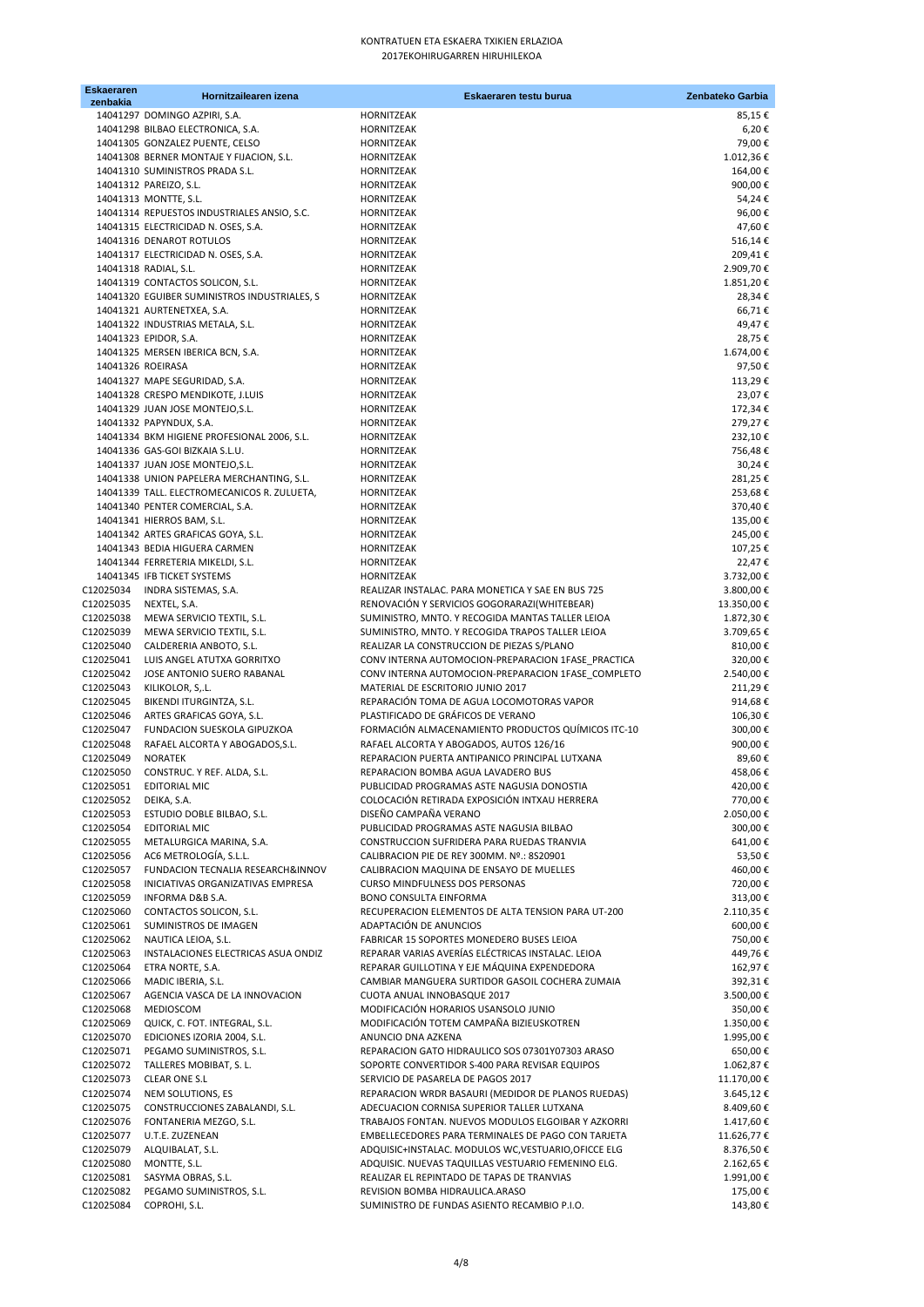KONTRATUEN ETA ESKAERA TXIKIEN ERLAZIOA
2017EKOHIRUGARREN HIRUHILEKOA

| Eskaeraren zenbakia | Hornitzailearen izena | Eskaeraren testu burua | Zenbateko Garbia |
|---|---|---|---|
| 14041297 | DOMINGO AZPIRI, S.A. | HORNITZEAK | 85,15 € |
| 14041298 | BILBAO ELECTRONICA, S.A. | HORNITZEAK | 6,20 € |
| 14041305 | GONZALEZ PUENTE, CELSO | HORNITZEAK | 79,00 € |
| 14041308 | BERNER MONTAJE Y FIJACION, S.L. | HORNITZEAK | 1.012,36 € |
| 14041310 | SUMINISTROS PRADA S.L. | HORNITZEAK | 164,00 € |
| 14041312 | PAREIZO, S.L. | HORNITZEAK | 900,00 € |
| 14041313 | MONTTE, S.L. | HORNITZEAK | 54,24 € |
| 14041314 | REPUESTOS INDUSTRIALES ANSIO, S.C. | HORNITZEAK | 96,00 € |
| 14041315 | ELECTRICIDAD N. OSES, S.A. | HORNITZEAK | 47,60 € |
| 14041316 | DENAROT ROTULOS | HORNITZEAK | 516,14 € |
| 14041317 | ELECTRICIDAD N. OSES, S.A. | HORNITZEAK | 209,41 € |
| 14041318 | RADIAL, S.L. | HORNITZEAK | 2.909,70 € |
| 14041319 | CONTACTOS SOLICON, S.L. | HORNITZEAK | 1.851,20 € |
| 14041320 | EGUIBER SUMINISTROS INDUSTRIALES, S | HORNITZEAK | 28,34 € |
| 14041321 | AURTENETXEA, S.A. | HORNITZEAK | 66,71 € |
| 14041322 | INDUSTRIAS METALA, S.L. | HORNITZEAK | 49,47 € |
| 14041323 | EPIDOR, S.A. | HORNITZEAK | 28,75 € |
| 14041325 | MERSEN IBERICA BCN, S.A. | HORNITZEAK | 1.674,00 € |
| 14041326 | ROEIRASA | HORNITZEAK | 97,50 € |
| 14041327 | MAPE SEGURIDAD, S.A. | HORNITZEAK | 113,29 € |
| 14041328 | CRESPO MENDIKOTE, J.LUIS | HORNITZEAK | 23,07 € |
| 14041329 | JUAN JOSE MONTEJO,S.L. | HORNITZEAK | 172,34 € |
| 14041332 | PAPYNDUX, S.A. | HORNITZEAK | 279,27 € |
| 14041334 | BKM HIGIENE PROFESIONAL 2006, S.L. | HORNITZEAK | 232,10 € |
| 14041336 | GAS-GOI BIZKAIA S.L.U. | HORNITZEAK | 756,48 € |
| 14041337 | JUAN JOSE MONTEJO,S.L. | HORNITZEAK | 30,24 € |
| 14041338 | UNION PAPELERA MERCHANTING, S.L. | HORNITZEAK | 281,25 € |
| 14041339 | TALL. ELECTROMECANICOS R. ZULUETA, | HORNITZEAK | 253,68 € |
| 14041340 | PENTER COMERCIAL, S.A. | HORNITZEAK | 370,40 € |
| 14041341 | HIERROS BAM, S.L. | HORNITZEAK | 135,00 € |
| 14041342 | ARTES GRAFICAS GOYA, S.L. | HORNITZEAK | 245,00 € |
| 14041343 | BEDIA HIGUERA CARMEN | HORNITZEAK | 107,25 € |
| 14041344 | FERRETERIA MIKELDI, S.L. | HORNITZEAK | 22,47 € |
| 14041345 | IFB TICKET SYSTEMS | HORNITZEAK | 3.732,00 € |
| C12025034 | INDRA SISTEMAS, S.A. | REALIZAR INSTALAC. PARA MONETICA Y SAE EN BUS 725 | 3.800,00 € |
| C12025035 | NEXTEL, S.A. | RENOVACIÓN Y SERVICIOS GOGORARAZI(WHITEBEAR) | 13.350,00 € |
| C12025038 | MEWA SERVICIO TEXTIL, S.L. | SUMINISTRO, MNTO. Y RECOGIDA MANTAS TALLER LEIOA | 1.872,30 € |
| C12025039 | MEWA SERVICIO TEXTIL, S.L. | SUMINISTRO, MNTO. Y RECOGIDA TRAPOS TALLER LEIOA | 3.709,65 € |
| C12025040 | CALDERERIA ANBOTO, S.L. | REALIZAR LA CONSTRUCCION DE PIEZAS S/PLANO | 810,00 € |
| C12025041 | LUIS ANGEL ATUTXA GORRITXO | CONV INTERNA AUTOMOCION-PREPARACION 1FASE_PRACTICA | 320,00 € |
| C12025042 | JOSE ANTONIO SUERO RABANAL | CONV INTERNA AUTOMOCION-PREPARACION 1FASE_COMPLETO | 2.540,00 € |
| C12025043 | KILIKOLOR, S,.L. | MATERIAL DE ESCRITORIO JUNIO 2017 | 211,29 € |
| C12025045 | BIKENDI ITURGINTZA, S.L. | REPARACIÓN TOMA DE AGUA LOCOMOTORAS VAPOR | 914,68 € |
| C12025046 | ARTES GRAFICAS GOYA, S.L. | PLASTIFICADO DE GRÁFICOS DE VERANO | 106,30 € |
| C12025047 | FUNDACION SUESKOLA GIPUZKOA | FORMACIÓN ALMACENAMIENTO PRODUCTOS QUÍMICOS ITC-10 | 300,00 € |
| C12025048 | RAFAEL ALCORTA Y ABOGADOS,S.L. | RAFAEL ALCORTA Y ABOGADOS, AUTOS 126/16 | 900,00 € |
| C12025049 | NORATEK | REPARACION PUERTA ANTIPANICO PRINCIPAL LUTXANA | 89,60 € |
| C12025050 | CONSTRUC. Y REF. ALDA, S.L. | REPARACION BOMBA AGUA LAVADERO BUS | 458,06 € |
| C12025051 | EDITORIAL MIC | PUBLICIDAD PROGRAMAS ASTE NAGUSIA DONOSTIA | 420,00 € |
| C12025052 | DEIKA, S.A. | COLOCACIÓN RETIRADA EXPOSICIÓN INTXAU HERRERA | 770,00 € |
| C12025053 | ESTUDIO DOBLE BILBAO, S.L. | DISEÑO CAMPAÑA VERANO | 2.050,00 € |
| C12025054 | EDITORIAL MIC | PUBLICIDAD PROGRAMAS ASTE NAGUSIA BILBAO | 300,00 € |
| C12025055 | METALURGICA MARINA, S.A. | CONSTRUCCION SUFRIDERA PARA RUEDAS TRANVIA | 641,00 € |
| C12025056 | AC6 METROLOGÍA, S.L.L. | CALIBRACION PIE DE REY 300MM. Nº.: 8S20901 | 53,50 € |
| C12025057 | FUNDACION TECNALIA RESEARCH&INNOV | CALIBRACION MAQUINA DE ENSAYO DE MUELLES | 460,00 € |
| C12025058 | INICIATIVAS ORGANIZATIVAS EMPRESA | CURSO MINDFULNESS DOS PERSONAS | 720,00 € |
| C12025059 | INFORMA D&B S.A. | BONO CONSULTA EINFORMA | 313,00 € |
| C12025060 | CONTACTOS SOLICON, S.L. | RECUPERACION ELEMENTOS DE ALTA TENSION PARA UT-200 | 2.110,35 € |
| C12025061 | SUMINISTROS DE IMAGEN | ADAPTACIÓN DE ANUNCIOS | 600,00 € |
| C12025062 | NAUTICA LEIOA, S.L. | FABRICAR 15 SOPORTES MONEDERO BUSES LEIOA | 750,00 € |
| C12025063 | INSTALACIONES ELECTRICAS ASUA ONDIZ | REPARAR VARIAS AVERÍAS ELÉCTRICAS INSTALAC. LEIOA | 449,76 € |
| C12025064 | ETRA NORTE, S.A. | REPARAR GUILLOTINA Y EJE MÁQUINA EXPENDEDORA | 162,97 € |
| C12025066 | MADIC IBERIA, S.L. | CAMBIAR MANGUERA SURTIDOR GASOIL COCHERA ZUMAIA | 392,31 € |
| C12025067 | AGENCIA VASCA DE LA INNOVACION | CUOTA ANUAL INNOBASQUE 2017 | 3.500,00 € |
| C12025068 | MEDIOSCOM | MODIFICACIÓN HORARIOS USANSOLO JUNIO | 350,00 € |
| C12025069 | QUICK, C. FOT. INTEGRAL, S.L. | MODIFICACIÓN TOTEM CAMPAÑA BIZIEUSKOTREN | 1.350,00 € |
| C12025070 | EDICIONES IZORIA 2004, S.L. | ANUNCIO DNA AZKENA | 1.995,00 € |
| C12025071 | PEGAMO SUMINISTROS, S.L. | REPARACION GATO HIDRAULICO SOS 07301Y07303 ARASO | 650,00 € |
| C12025072 | TALLERES MOBIBAT, S. L. | SOPORTE CONVERTIDOR S-400 PARA REVISAR EQUIPOS | 1.062,87 € |
| C12025073 | CLEAR ONE S.L | SERVICIO DE PASARELA DE PAGOS 2017 | 11.170,00 € |
| C12025074 | NEM SOLUTIONS, ES | REPARACION WRDR BASAURI (MEDIDOR DE PLANOS RUEDAS) | 3.645,12 € |
| C12025075 | CONSTRUCCIONES ZABALANDI, S.L. | ADECUACION CORNISA SUPERIOR TALLER LUTXANA | 8.409,60 € |
| C12025076 | FONTANERIA MEZGO, S.L. | TRABAJOS FONTAN. NUEVOS MODULOS ELGOIBAR Y AZKORRI | 1.417,60 € |
| C12025077 | U.T.E. ZUZENEAN | EMBELLECEDORES PARA TERMINALES DE PAGO CON TARJETA | 11.626,77 € |
| C12025079 | ALQUIBALAT, S.L. | ADQUISIC+INSTALAC. MODULOS WC,VESTUARIO,OFICCE ELG | 8.376,50 € |
| C12025080 | MONTTE, S.L. | ADQUISIC. NUEVAS TAQUILLAS VESTUARIO FEMENINO ELG. | 2.162,65 € |
| C12025081 | SASYMA OBRAS, S.L. | REALIZAR EL REPINTADO DE TAPAS DE TRANVIAS | 1.991,00 € |
| C12025082 | PEGAMO SUMINISTROS, S.L. | REVISION BOMBA HIDRAULICA.ARASO | 175,00 € |
| C12025084 | COPROHI, S.L. | SUMINISTRO DE FUNDAS ASIENTO RECAMBIO P.I.O. | 143,80 € |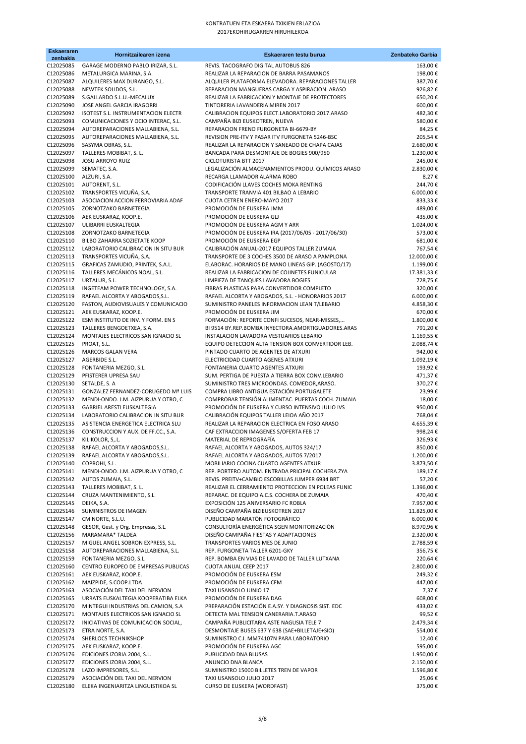KONTRATUEN ETA ESKAERA TXIKIEN ERLAZIOA
2017EKOHIRUGARREN HIRUHILEKOA

| Eskaeraren zenbakia | Hornitzailearen izena | Eskaeraren testu burua | Zenbateko Garbia |
|---|---|---|---|
| C12025085 | GARAGE MODERNO PABLO IRIZAR, S.L. | REVIS. TACOGRAFO DIGITAL AUTOBUS 826 | 163,00 € |
| C12025086 | METALURGICA MARINA, S.A. | REALIZAR LA REPARACION DE BARRA PASAMANOS | 198,00 € |
| C12025087 | ALQUILERES MAX DURANGO, S.L. | ALQUILER PLATAFORMA ELEVADORA. REPARACIONES TALLER | 387,70 € |
| C12025088 | NEWTEK SOLIDOS, S.L. | REPARACION MANGUERAS CARGA Y ASPIRACION. ARASO | 926,82 € |
| C12025089 | S.GALLARDO S.L.U.-MECALUX | REALIZAR LA FABRICACION Y MONTAJE DE PROTECTORES | 650,20 € |
| C12025090 | JOSE ANGEL GARCIA IRAGORRI | TINTORERIA LAVANDERIA MIREN 2017 | 600,00 € |
| C12025092 | ISOTEST S.L. INSTRUMENTACION ELECTR | CALIBRACION EQUIPOS ELECT.LABORATORIO 2017.ARASO | 482,30 € |
| C12025093 | COMUNICACIONES Y OCIO INTERAC, S.L. | CAMPAÑA BIZI EUSKOTREN, NUEVA | 580,00 € |
| C12025094 | AUTOREPARACIONES MALLABIENA, S.L. | REPARACION FRENO FURGONETA BI-6679-BY | 84,25 € |
| C12025095 | AUTOREPARACIONES MALLABIENA, S.L. | REVISION PRE-ITV Y PASAR ITV FURGONETA 5246-BSC | 205,54 € |
| C12025096 | SASYMA OBRAS, S.L. | REALIZAR LA REPARACION Y SANEADO DE CHAPA CAJAS | 2.680,00 € |
| C12025097 | TALLERES MOBIBAT, S. L. | BANCADA PARA DESMONTAJE DE BOGIES 900/950 | 1.230,00 € |
| C12025098 | JOSU ARROYO RUIZ | CICLOTURISTA BTT 2017 | 245,00 € |
| C12025099 | SEMATEC, S.A. | LEGALIZACIÓN ALMACENAMIENTOS PRODU. QUÍMICOS ARASO | 2.830,00 € |
| C12025100 | ALZURI, S.A. | RECARGA LLAMADOR ALARMA ROBO | 8,27 € |
| C12025101 | AUTORENT, S.L. | CODIFICACIÓN LLAVES COCHES MOKA RENTING | 244,70 € |
| C12025102 | TRANSPORTES VICUÑA, S.A. | TRANSPORTE TRANVIA 401 BILBAO A LEBARIO | 6.000,00 € |
| C12025103 | ASOCIACION ACCION FERROVIARIA ADAF | CUOTA CETREN ENERO-MAYO 2017 | 833,33 € |
| C12025105 | ZORNOTZAKO BARNETEGIA | PROMOCIÓN DE EUSKERA JMM | 489,00 € |
| C12025106 | AEK EUSKARAZ, KOOP.E. | PROMOCIÓN DE EUSKERA GLJ | 435,00 € |
| C12025107 | ULIBARRI EUSKALTEGIA | PROMOCIÓN DE EUSKERA AGM Y ARR | 1.024,00 € |
| C12025108 | ZORNOTZAKO BARNETEGIA | PROMOCIÓN DE EUSKERA IRA (2017/06/05 - 2017/06/30) | 573,00 € |
| C12025110 | BILBO ZAHARRA SOZIETATE KOOP | PROMOCIÓN DE EUSKERA EGP | 681,00 € |
| C12025112 | LABORATORIO CALIBRACION IN SITU BUR | CALIBRACIÓN ANUAL-2017 EQUIPOS TALLER ZUMAIA | 767,54 € |
| C12025113 | TRANSPORTES VICUÑA, S.A. | TRANSPORTE DE 3 COCHES 3500 DE ARASO A PAMPLONA | 12.000,00 € |
| C12025115 | GRAFICAS ZAMUDIO, PRINTEK, S.A.L. | ELABORAC. HORARIOS DE MANO LINEAS GIP. (AGOSTO/17) | 1.199,00 € |
| C12025116 | TALLERES MECÁNICOS NOAL, S.L. | REALIZAR LA FABRICACION DE COJINETES FUNICULAR | 17.381,33 € |
| C12025117 | URTALUR, S.L. | LIMPIEZA DE TANQUES LAVADORA BOGIES | 728,75 € |
| C12025118 | INGETEAM POWER TECHNOLOGY, S.A. | FIBRAS PLASTICAS PARA CONVERTIDOR COMPLETO | 320,00 € |
| C12025119 | RAFAEL ALCORTA Y ABOGADOS,S.L. | RAFAEL ALCORTA Y ABOGADOS, S.L. - HONORARIOS 2017 | 6.000,00 € |
| C12025120 | FASTON, AUDIOVISUALES Y COMUNICACIO | SUMINISTRO PANELES INFORMACION LEAN T/LEBARIO | 4.858,30 € |
| C12025121 | AEK EUSKARAZ, KOOP.E. | PROMOCIÓN DE EUSKERA JIM | 670,00 € |
| C12025122 | ESM INSTITUTO DE INV. Y FORM. EN S | FORMACIÓN: REPORTE CONFI SUCESOS, NEAR-MISSES,... | 1.800,00 € |
| C12025123 | TALLERES BENGOETXEA, S.A. | BI 9514 BY.REP.BOMBA INYECTORA.AMORTIGUADORES.ARAS | 791,20 € |
| C12025124 | MONTAJES ELECTRICOS SAN IGNACIO SL | INSTALACION LAVADORA VESTUARIOS LEBARIO | 1.169,55 € |
| C12025125 | PROAT, S.L. | EQUIPO DETECCION ALTA TENSION BOX CONVERTIDOR LEB. | 2.088,74 € |
| C12025126 | MARCOS GALAN VERA | PINTADO CUARTO DE AGENTES DE ATXURI | 942,00 € |
| C12025127 | AGERBIDE S.L. | ELECTRICIDAD CUARTO AGENES ATXURI | 1.092,19 € |
| C12025128 | FONTANERIA MEZGO, S.L. | FONTANERIA CUARTO AGENTES ATXURI | 193,92 € |
| C12025129 | PFISTERER UPRESA SAU | SUM. PERTIGA DE PUESTA A TIERRA BOX CONV.LEBARIO | 471,37 € |
| C12025130 | SETALDE, S. A | SUMINISTRO TRES MICROONDAS. COMEDOR,ARASO. | 370,27 € |
| C12025131 | GONZALEZ FERNANDEZ-CORUGEDO Mª LUIS | COMPRA LIBRO ANTIGUA ESTACIÓN PORTUGALETE | 23,99 € |
| C12025132 | MENDI-ONDO. J.M. AIZPURUA Y OTRO, C | COMPROBAR TENSIÓN ALIMENTAC. PUERTAS COCH. ZUMAIA | 18,00 € |
| C12025133 | GABRIEL ARESTI EUSKALTEGIA | PROMOCIÓN DE EUSKERA Y CURSO INTENSIVO JULIO IVS | 950,00 € |
| C12025134 | LABORATORIO CALIBRACION IN SITU BUR | CALIBRACIÓN EQUIPOS TALLER LEIOA AÑO 2017 | 768,04 € |
| C12025135 | ASISTENCIA ENERGETICA ELECTRICA SLU | REALIZAR LA REPARACION ELECTRICA EN FOSO ARASO | 4.655,39 € |
| C12025136 | CONSTRUCCION Y AUX. DE FF.CC., S.A. | CAF EXTRACCION IMAGENES S/OFERTA FEB 17 | 998,24 € |
| C12025137 | KILIKOLOR, S,.L. | MATERIAL DE REPROGRAFÍA | 326,93 € |
| C12025138 | RAFAEL ALCORTA Y ABOGADOS,S.L. | RAFAEL ALCORTA Y ABOGADOS, AUTOS 324/17 | 850,00 € |
| C12025139 | RAFAEL ALCORTA Y ABOGADOS,S.L. | RAFAEL ALCORTA Y ABOGADOS, AUTOS 7/2017 | 1.200,00 € |
| C12025140 | COPROHI, S.L. | MOBILIARIO COCINA CUARTO AGENTES ATXUR | 3.873,50 € |
| C12025141 | MENDI-ONDO. J.M. AIZPURUA Y OTRO, C | REP. PORTERO AUTOM. ENTRADA PRICIPAL COCHERA ZYA | 189,17 € |
| C12025142 | AUTOS ZUMAIA, S.L. | REVIS. PREITV+CAMBIO ESCOBILLAS JUMPER 6934 BRT | 57,20 € |
| C12025143 | TALLERES MOBIBAT, S. L. | REALIZAR EL CERRAMIENTO PROTECCION EN POLEAS FUNIC | 1.396,00 € |
| C12025144 | CRUZA MANTENIMIENTO, S.L. | REPARAC. DE EQUIPO A.C.S. COCHERA DE ZUMAIA | 470,40 € |
| C12025145 | DEIKA, S.A. | EXPOSICIÓN 125 ANIVERSARIO FC ROBLA | 7.957,00 € |
| C12025146 | SUMINISTROS DE IMAGEN | DISEÑO CAMPAÑA BIZIEUSKOTREN 2017 | 11.825,00 € |
| C12025147 | CM NORTE, S.L.U. | PUBLICIDAD MARATÓN FOTOGRÁFICO | 6.000,00 € |
| C12025148 | GESOR, Gest. y Org. Empresas, S.L. | CONSULTORÍA ENERGÉTICA SGEN MONITORIZACIÓN | 8.970,96 € |
| C12025156 | MARAMARA* TALDEA | DISEÑO CAMPAÑA FIESTAS Y ADAPTACIONES | 2.320,00 € |
| C12025157 | MIGUEL ANGEL SOBRON EXPRESS, S.L. | TRANSPORTES VARIOS MES DE JUNIO | 2.788,59 € |
| C12025158 | AUTOREPARACIONES MALLABIENA, S.L. | REP. FURGONETA TALLER 6201-GKY | 356,75 € |
| C12025159 | FONTANERIA MEZGO, S.L. | REP. BOMBA EN VIAS DE LAVADO DE TALLER LUTXANA | 220,64 € |
| C12025160 | CENTRO EUROPEO DE EMPRESAS PUBLICAS | CUOTA ANUAL CEEP 2017 | 2.800,00 € |
| C12025161 | AEK EUSKARAZ, KOOP.E. | PROMOCIÓN DE EUSKERA ESM | 249,32 € |
| C12025162 | MAIZPIDE, S.COOP.LTDA | PROMOCIÓN DE EUSKERA CFM | 447,00 € |
| C12025163 | ASOCIACIÓN DEL TAXI DEL NERVION | TAXI USANSOLO JUNIO 17 | 7,37 € |
| C12025165 | URRATS EUSKALTEGIA KOOPERATIBA ELKA | PROMOCIÓN DE EUSKERA DAG | 608,00 € |
| C12025170 | MINTEGUI INDUSTRIAS DEL CAMION, S.A | PREPARACIÓN ESTACIÓN E.A.SY. Y DIAGNOSIS SIST. EDC | 433,02 € |
| C12025171 | MONTAJES ELECTRICOS SAN IGNACIO SL | DETECTA MAL TENSION CANERARIA.T.ARASO | 99,52 € |
| C12025172 | INICIATIVAS DE COMUNICACION SOCIAL, | CAMPAÑA PUBLICITARIA ASTE NAGUSIA TELE 7 | 2.479,34 € |
| C12025173 | ETRA NORTE, S.A. | DESMONTAJE BUSES 637 Y 638 (SAE+BILLETAJE+SIO) | 554,00 € |
| C12025174 | SHERLOCS TECHNIKSHOP | SUMINISTRO C.I. MM74107N PARA LABORATORIO | 12,40 € |
| C12025175 | AEK EUSKARAZ, KOOP.E. | PROMOCIÓN DE EUSKERA AGC | 595,00 € |
| C12025176 | EDICIONES IZORIA 2004, S.L. | PUBLICIDAD DNA BLUSAS | 1.950,00 € |
| C12025177 | EDICIONES IZORIA 2004, S.L. | ANUNCIO DNA BLANCA | 2.150,00 € |
| C12025178 | LAZO IMPRESORES, S.L. | SUMINISTRO 15000 BILLETES TREN DE VAPOR | 1.596,80 € |
| C12025179 | ASOCIACIÓN DEL TAXI DEL NERVION | TAXI USANSOLO JULIO 2017 | 25,06 € |
| C12025180 | ELEKA INGENIARITZA LINGUISTIKOA SL | CURSO DE EUSKERA (WORDFAST) | 375,00 € |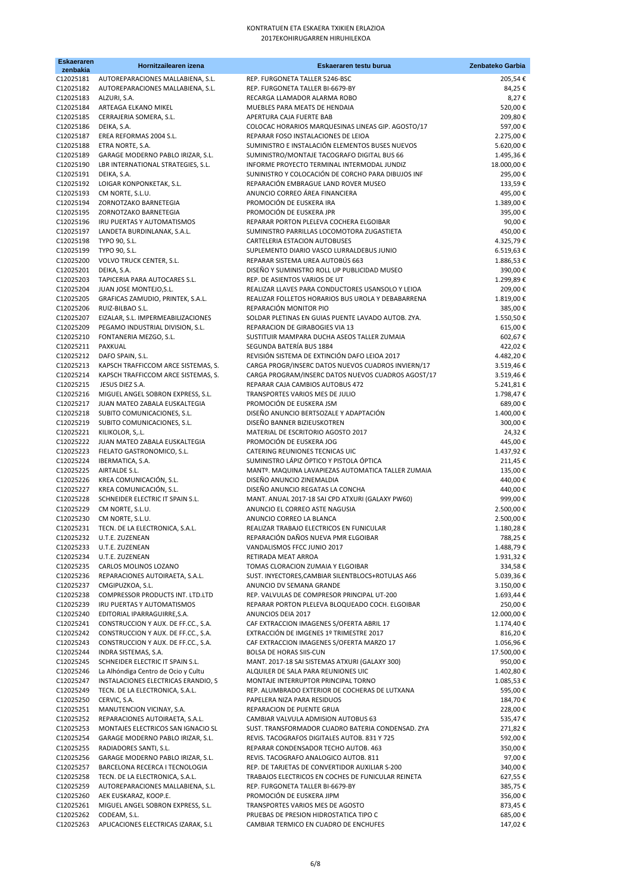KONTRATUEN ETA ESKAERA TXIKIEN ERLAZIOA
2017EKOHIRUGARREN HIRUHILEKOA

| Eskaeraren zenbakia | Hornitzailearen izena | Eskaeraren testu burua | Zenbateko Garbia |
|---|---|---|---|
| C12025181 | AUTOREPARACIONES MALLABIENA, S.L. | REP. FURGONETA TALLER 5246-BSC | 205,54 € |
| C12025182 | AUTOREPARACIONES MALLABIENA, S.L. | REP. FURGONETA TALLER BI-6679-BY | 84,25 € |
| C12025183 | ALZURI, S.A. | RECARGA LLAMADOR ALARMA ROBO | 8,27 € |
| C12025184 | ARTEAGA ELKANO MIKEL | MUEBLES PARA MEATS DE HENDAIA | 520,00 € |
| C12025185 | CERRAJERIA SOMERA, S.L. | APERTURA CAJA FUERTE BAB | 209,80 € |
| C12025186 | DEIKA, S.A. | COLOCAC HORARIOS MARQUESINAS LINEAS GIP. AGOSTO/17 | 597,00 € |
| C12025187 | EREA REFORMAS 2004 S.L. | REPARAR FOSO INSTALACIONES DE LEIOA | 2.275,00 € |
| C12025188 | ETRA NORTE, S.A. | SUMINISTRO E INSTALACIÓN ELEMENTOS BUSES NUEVOS | 5.620,00 € |
| C12025189 | GARAGE MODERNO PABLO IRIZAR, S.L. | SUMINISTRO/MONTAJE TACOGRAFO DIGITAL BUS 66 | 1.495,36 € |
| C12025190 | LBR INTERNATIONAL STRATEGIES, S.L. | INFORME PROYECTO TERMINAL INTERMODAL JUNDIZ | 18.000,00 € |
| C12025191 | DEIKA, S.A. | SUNINISTRO Y COLOCACIÓN DE CORCHO PARA DIBUJOS INF | 295,00 € |
| C12025192 | LOIGAR KONPONKETAK, S.L. | REPARACIÓN EMBRAGUE LAND ROVER MUSEO | 133,59 € |
| C12025193 | CM NORTE, S.L.U. | ANUNCIO CORREO ÁREA FINANCIERA | 495,00 € |
| C12025194 | ZORNOTZAKO BARNETEGIA | PROMOCIÓN DE EUSKERA IRA | 1.389,00 € |
| C12025195 | ZORNOTZAKO BARNETEGIA | PROMOCIÓN DE EUSKERA JPR | 395,00 € |
| C12025196 | IRU PUERTAS Y AUTOMATISMOS | REPARAR PORTON PLELEVA COCHERA ELGOIBAR | 90,00 € |
| C12025197 | LANDETA BURDINLANAK, S.A.L. | SUMINISTRO PARRILLAS LOCOMOTORA ZUGASTIETA | 450,00 € |
| C12025198 | TYPO 90, S.L. | CARTELERIA ESTACION AUTOBUSES | 4.325,79 € |
| C12025199 | TYPO 90, S.L. | SUPLEMENTO DIARIO VASCO LURRALDEBUS JUNIO | 6.519,63 € |
| C12025200 | VOLVO TRUCK CENTER, S.L. | REPARAR SISTEMA UREA AUTOBÚS 663 | 1.886,53 € |
| C12025201 | DEIKA, S.A. | DISEÑO Y SUMINISTRO ROLL UP PUBLICIDAD MUSEO | 390,00 € |
| C12025203 | TAPICERIA PARA AUTOCARES S.L. | REP. DE ASIENTOS VARIOS DE UT | 1.299,89 € |
| C12025204 | JUAN JOSE MONTEJO,S.L. | REALIZAR LLAVES PARA CONDUCTORES USANSOLO Y LEIOA | 209,00 € |
| C12025205 | GRAFICAS ZAMUDIO, PRINTEK, S.A.L. | REALIZAR FOLLETOS HORARIOS BUS UROLA Y DEBABARRENA | 1.819,00 € |
| C12025206 | RUIZ-BILBAO S.L. | REPARACIÓN MONITOR PIO | 385,00 € |
| C12025207 | EIZALAR, S.L. IMPERMEABILIZACIONES | SOLDAR PLETINAS EN GUIAS PUENTE LAVADO AUTOB. ZYA. | 1.550,50 € |
| C12025209 | PEGAMO INDUSTRIAL DIVISION, S.L. | REPARACION DE GIRABOGIES VIA 13 | 615,00 € |
| C12025210 | FONTANERIA MEZGO, S.L. | SUSTITUIR MAMPARA DUCHA ASEOS TALLER ZUMAIA | 602,67 € |
| C12025211 | PAXKUAL | SEGUNDA BATERÍA BUS 1884 | 422,02 € |
| C12025212 | DAFO SPAIN, S.L. | REVISIÓN SISTEMA DE EXTINCIÓN DAFO LEIOA 2017 | 4.482,20 € |
| C12025213 | KAPSCH TRAFFICCOM ARCE SISTEMAS, S. | CARGA PROGR/INSERC DATOS NUEVOS CUADROS INVIERN/17 | 3.519,46 € |
| C12025214 | KAPSCH TRAFFICCOM ARCE SISTEMAS, S. | CARGA PROGRAM/INSERC DATOS NUEVOS CUADROS AGOST/17 | 3.519,46 € |
| C12025215 | JESUS DIEZ S.A. | REPARAR CAJA CAMBIOS AUTOBUS 472 | 5.241,81 € |
| C12025216 | MIGUEL ANGEL SOBRON EXPRESS, S.L. | TRANSPORTES VARIOS MES DE JULIO | 1.798,47 € |
| C12025217 | JUAN MATEO ZABALA EUSKALTEGIA | PROMOCIÓN DE EUSKERA JSM | 689,00 € |
| C12025218 | SUBITO COMUNICACIONES, S.L. | DISEÑO ANUNCIO BERTSOZALE Y ADAPTACIÓN | 1.400,00 € |
| C12025219 | SUBITO COMUNICACIONES, S.L. | DISEÑO BANNER BIZIEUSKOTREN | 300,00 € |
| C12025221 | KILIKOLOR, S,.L. | MATERIAL DE ESCRITORIO AGOSTO 2017 | 24,32 € |
| C12025222 | JUAN MATEO ZABALA EUSKALTEGIA | PROMOCIÓN DE EUSKERA JOG | 445,00 € |
| C12025223 | FIELATO GASTRONOMICO, S.L. | CATERING REUNIONES TECNICAS UIC | 1.437,92 € |
| C12025224 | IBERMATICA, S.A. | SUMINISTRO LÁPIZ ÓPTICO Y PISTOLA ÓPTICA | 211,45 € |
| C12025225 | AIRTALDE S.L. | MANTº. MAQUINA LAVAPIEZAS AUTOMATICA TALLER ZUMAIA | 135,00 € |
| C12025226 | KREA COMUNICACIÓN, S.L. | DISEÑO ANUNCIO ZINEMALDIA | 440,00 € |
| C12025227 | KREA COMUNICACIÓN, S.L. | DISEÑO ANUNCIO REGATAS LA CONCHA | 440,00 € |
| C12025228 | SCHNEIDER ELECTRIC IT SPAIN S.L. | MANT. ANUAL 2017-18 SAI CPD ATXURI (GALAXY PW60) | 999,00 € |
| C12025229 | CM NORTE, S.L.U. | ANUNCIO EL CORREO ASTE NAGUSIA | 2.500,00 € |
| C12025230 | CM NORTE, S.L.U. | ANUNCIO CORREO LA BLANCA | 2.500,00 € |
| C12025231 | TECN. DE LA ELECTRONICA, S.A.L. | REALIZAR TRABAJO ELECTRICOS EN FUNICULAR | 1.180,28 € |
| C12025232 | U.T.E. ZUZENEAN | REPARACIÓN DAÑOS NUEVA PMR ELGOIBAR | 788,25 € |
| C12025233 | U.T.E. ZUZENEAN | VANDALISMOS FFCC JUNIO 2017 | 1.488,79 € |
| C12025234 | U.T.E. ZUZENEAN | RETIRADA MEAT ARROA | 1.931,32 € |
| C12025235 | CARLOS MOLINOS LOZANO | TOMAS CLORACION ZUMAIA Y ELGOIBAR | 334,58 € |
| C12025236 | REPARACIONES AUTOIRAETA, S.A.L. | SUST. INYECTORES,CAMBIAR SILENTBLOCS+ROTULAS A66 | 5.039,36 € |
| C12025237 | CMGIPUZKOA, S.L. | ANUNCIO DV SEMANA GRANDE | 3.150,00 € |
| C12025238 | COMPRESSOR PRODUCTS INT. LTD.LTD | REP. VALVULAS DE COMPRESOR PRINCIPAL UT-200 | 1.693,44 € |
| C12025239 | IRU PUERTAS Y AUTOMATISMOS | REPARAR PORTON PLELEVA BLOQUEADO COCH. ELGOIBAR | 250,00 € |
| C12025240 | EDITORIAL IPARRAGUIRRE,S.A. | ANUNCIOS DEIA 2017 | 12.000,00 € |
| C12025241 | CONSTRUCCION Y AUX. DE FF.CC., S.A. | CAF EXTRACCION IMAGENES S/OFERTA ABRIL 17 | 1.174,40 € |
| C12025242 | CONSTRUCCION Y AUX. DE FF.CC., S.A. | EXTRACCIÓN DE IMGENES 1º TRIMESTRE 2017 | 816,20 € |
| C12025243 | CONSTRUCCION Y AUX. DE FF.CC., S.A. | CAF EXTRACCION IMAGENES S/OFERTA MARZO 17 | 1.056,96 € |
| C12025244 | INDRA SISTEMAS, S.A. | BOLSA DE HORAS SIIS-CUN | 17.500,00 € |
| C12025245 | SCHNEIDER ELECTRIC IT SPAIN S.L. | MANT. 2017-18 SAI SISTEMAS ATXURI (GALAXY 300) | 950,00 € |
| C12025246 | La Alhóndiga Centro de Ocio y Cultu | ALQUILER DE SALA PARA REUNIONES UIC | 1.402,80 € |
| C12025247 | INSTALACIONES ELECTRICAS ERANDIO, S | MONTAJE INTERRUPTOR PRINCIPAL TORNO | 1.085,53 € |
| C12025249 | TECN. DE LA ELECTRONICA, S.A.L. | REP. ALUMBRADO EXTERIOR DE COCHERAS DE LUTXANA | 595,00 € |
| C12025250 | CERVIC, S.A. | PAPELERA NIZA PARA RESIDUOS | 184,70 € |
| C12025251 | MANUTENCION VICINAY, S.A. | REPARACION DE PUENTE GRUA | 228,00 € |
| C12025252 | REPARACIONES AUTOIRAETA, S.A.L. | CAMBIAR VALVULA ADMISION AUTOBUS 63 | 535,47 € |
| C12025253 | MONTAJES ELECTRICOS SAN IGNACIO SL | SUST. TRANSFORMADOR CUADRO BATERIA CONDENSAD. ZYA | 271,82 € |
| C12025254 | GARAGE MODERNO PABLO IRIZAR, S.L. | REVIS. TACOGRAFOS DIGITALES AUTOB. 831 Y 725 | 592,00 € |
| C12025255 | RADIADORES SANTI, S.L. | REPARAR CONDENSADOR TECHO AUTOB. 463 | 350,00 € |
| C12025256 | GARAGE MODERNO PABLO IRIZAR, S.L. | REVIS. TACOGRAFO ANALOGICO AUTOB. 811 | 97,00 € |
| C12025257 | BARCELONA RECERCA I TECNOLOGIA | REP. DE TARJETAS DE CONVERTIDOR AUXILIAR S-200 | 340,00 € |
| C12025258 | TECN. DE LA ELECTRONICA, S.A.L. | TRABAJOS ELECTRICOS EN COCHES DE FUNICULAR REINETA | 627,55 € |
| C12025259 | AUTOREPARACIONES MALLABIENA, S.L. | REP. FURGONETA TALLER BI-6679-BY | 385,75 € |
| C12025260 | AEK EUSKARAZ, KOOP.E. | PROMOCIÓN DE EUSKERA JIPM | 356,00 € |
| C12025261 | MIGUEL ANGEL SOBRON EXPRESS, S.L. | TRANSPORTES VARIOS MES DE AGOSTO | 873,45 € |
| C12025262 | CODEAM, S.L. | PRUEBAS DE PRESION HIDROSTATICA TIPO C | 685,00 € |
| C12025263 | APLICACIONES ELECTRICAS IZARAK, S.L | CAMBIAR TERMICO EN CUADRO DE ENCHUFES | 147,02 € |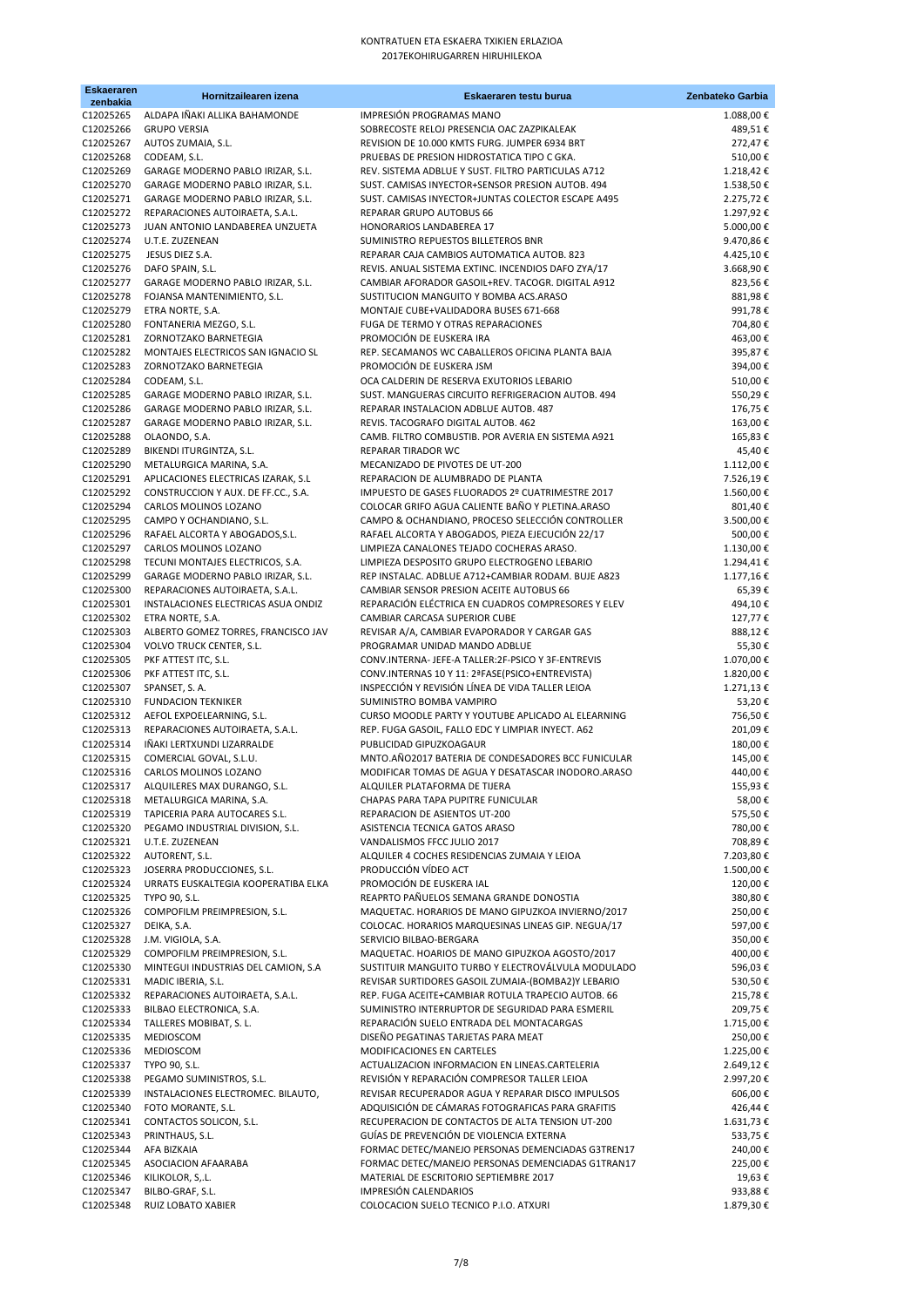KONTRATUEN ETA ESKAERA TXIKIEN ERLAZIOA

2017EKOHIRUGARREN HIRUHILEKOA

| Eskaeraren zenbakia | Hornitzailearen izena | Eskaeraren testu burua | Zenbateko Garbia |
|---|---|---|---|
| C12025265 | ALDAPA IÑAKI ALLIKA BAHAMONDE | IMPRESIÓN PROGRAMAS MANO | 1.088,00 € |
| C12025266 | GRUPO VERSIA | SOBRECOSTE RELOJ PRESENCIA OAC ZAZPIKALEAK | 489,51 € |
| C12025267 | AUTOS ZUMAIA, S.L. | REVISION DE 10.000 KMTS FURG. JUMPER 6934 BRT | 272,47 € |
| C12025268 | CODEAM, S.L. | PRUEBAS DE PRESION HIDROSTATICA TIPO C GKA. | 510,00 € |
| C12025269 | GARAGE MODERNO PABLO IRIZAR, S.L. | REV. SISTEMA ADBLUE Y SUST. FILTRO PARTICULAS A712 | 1.218,42 € |
| C12025270 | GARAGE MODERNO PABLO IRIZAR, S.L. | SUST. CAMISAS INYECTOR+SENSOR PRESION AUTOB. 494 | 1.538,50 € |
| C12025271 | GARAGE MODERNO PABLO IRIZAR, S.L. | SUST. CAMISAS INYECTOR+JUNTAS COLECTOR ESCAPE A495 | 2.275,72 € |
| C12025272 | REPARACIONES AUTOIRAETA, S.A.L. | REPARAR GRUPO AUTOBUS 66 | 1.297,92 € |
| C12025273 | JUAN ANTONIO LANDABEREA UNZUETA | HONORARIOS LANDABEREA 17 | 5.000,00 € |
| C12025274 | U.T.E. ZUZENEAN | SUMINISTRO REPUESTOS BILLETEROS BNR | 9.470,86 € |
| C12025275 | JESUS DIEZ S.A. | REPARAR CAJA CAMBIOS AUTOMATICA AUTOB. 823 | 4.425,10 € |
| C12025276 | DAFO SPAIN, S.L. | REVIS. ANUAL SISTEMA EXTINC. INCENDIOS DAFO ZYA/17 | 3.668,90 € |
| C12025277 | GARAGE MODERNO PABLO IRIZAR, S.L. | CAMBIAR AFORADOR GASOIL+REV. TACOGR. DIGITAL A912 | 823,56 € |
| C12025278 | FOJANSA MANTENIMIENTO, S.L. | SUSTITUCION MANGUITO Y BOMBA ACS.ARASO | 881,98 € |
| C12025279 | ETRA NORTE, S.A. | MONTAJE CUBE+VALIDADORA BUSES 671-668 | 991,78 € |
| C12025280 | FONTANERIA MEZGO, S.L. | FUGA DE TERMO Y OTRAS REPARACIONES | 704,80 € |
| C12025281 | ZORNOTZAKO BARNETEGIA | PROMOCIÓN DE EUSKERA IRA | 463,00 € |
| C12025282 | MONTAJES ELECTRICOS SAN IGNACIO SL | REP. SECAMANOS WC CABALLEROS OFICINA PLANTA BAJA | 395,87 € |
| C12025283 | ZORNOTZAKO BARNETEGIA | PROMOCIÓN DE EUSKERA JSM | 394,00 € |
| C12025284 | CODEAM, S.L. | OCA CALDERIN DE RESERVA EXUTORIOS LEBARIO | 510,00 € |
| C12025285 | GARAGE MODERNO PABLO IRIZAR, S.L. | SUST. MANGUERAS CIRCUITO REFRIGERACION AUTOB. 494 | 550,29 € |
| C12025286 | GARAGE MODERNO PABLO IRIZAR, S.L. | REPARAR INSTALACION ADBLUE AUTOB. 487 | 176,75 € |
| C12025287 | GARAGE MODERNO PABLO IRIZAR, S.L. | REVIS. TACOGRAFO DIGITAL AUTOB. 462 | 163,00 € |
| C12025288 | OLAONDO, S.A. | CAMB. FILTRO COMBUSTIB. POR AVERIA EN SISTEMA A921 | 165,83 € |
| C12025289 | BIKENDI ITURGINTZA, S.L. | REPARAR TIRADOR WC | 45,40 € |
| C12025290 | METALURGICA MARINA, S.A. | MECANIZADO DE PIVOTES DE UT-200 | 1.112,00 € |
| C12025291 | APLICACIONES ELECTRICAS IZARAK, S.L | REPARACION DE ALUMBRADO DE PLANTA | 7.526,19 € |
| C12025292 | CONSTRUCCION Y AUX. DE FF.CC., S.A. | IMPUESTO DE GASES FLUORADOS 2º CUATRIMESTRE 2017 | 1.560,00 € |
| C12025294 | CARLOS MOLINOS LOZANO | COLOCAR GRIFO AGUA CALIENTE BAÑO Y PLETINA.ARASO | 801,40 € |
| C12025295 | CAMPO Y OCHANDIANO, S.L. | CAMPO & OCHANDIANO, PROCESO SELECCIÓN CONTROLLER | 3.500,00 € |
| C12025296 | RAFAEL ALCORTA Y ABOGADOS,S.L. | RAFAEL ALCORTA Y ABOGADOS, PIEZA EJECUCIÓN 22/17 | 500,00 € |
| C12025297 | CARLOS MOLINOS LOZANO | LIMPIEZA CANALONES TEJADO COCHERAS ARASO. | 1.130,00 € |
| C12025298 | TECUNI MONTAJES ELECTRICOS, S.A. | LIMPIEZA DESPOSITO GRUPO ELECTROGENO LEBARIO | 1.294,41 € |
| C12025299 | GARAGE MODERNO PABLO IRIZAR, S.L. | REP INSTALAC. ADBLUE A712+CAMBIAR RODAM. BUJE A823 | 1.177,16 € |
| C12025300 | REPARACIONES AUTOIRAETA, S.A.L. | CAMBIAR SENSOR PRESION ACEITE AUTOBUS 66 | 65,39 € |
| C12025301 | INSTALACIONES ELECTRICAS ASUA ONDIZ | REPARACIÓN ELÉCTRICA EN CUADROS COMPRESORES Y ELEV | 494,10 € |
| C12025302 | ETRA NORTE, S.A. | CAMBIAR CARCASA SUPERIOR CUBE | 127,77 € |
| C12025303 | ALBERTO GOMEZ TORRES, FRANCISCO JAV | REVISAR A/A, CAMBIAR EVAPORADOR Y CARGAR GAS | 888,12 € |
| C12025304 | VOLVO TRUCK CENTER, S.L. | PROGRAMAR UNIDAD MANDO ADBLUE | 55,30 € |
| C12025305 | PKF ATTEST ITC, S.L. | CONV.INTERNA- JEFE-A TALLER:2F-PSICO Y 3F-ENTREVIS | 1.070,00 € |
| C12025306 | PKF ATTEST ITC, S.L. | CONV.INTERNAS 10 Y 11: 2ªFASE(PSICO+ENTREVISTA) | 1.820,00 € |
| C12025307 | SPANSET, S. A. | INSPECCIÓN Y REVISIÓN LÍNEA DE VIDA TALLER LEIOA | 1.271,13 € |
| C12025310 | FUNDACION TEKNIKER | SUMINISTRO BOMBA VAMPIRO | 53,20 € |
| C12025312 | AEFOL EXPOELEARNING, S.L. | CURSO MOODLE PARTY Y YOUTUBE APLICADO AL ELEARNING | 756,50 € |
| C12025313 | REPARACIONES AUTOIRAETA, S.A.L. | REP. FUGA GASOIL, FALLO EDC Y LIMPIAR INYECT. A62 | 201,09 € |
| C12025314 | IÑAKI LERTXUNDI LIZARRALDE | PUBLICIDAD GIPUZKOAGAUR | 180,00 € |
| C12025315 | COMERCIAL GOVAL, S.L.U. | MNTO.AÑO2017 BATERIA DE CONDESADORES BCC FUNICULAR | 145,00 € |
| C12025316 | CARLOS MOLINOS LOZANO | MODIFICAR TOMAS DE AGUA Y DESATASCAR INODORO.ARASO | 440,00 € |
| C12025317 | ALQUILERES MAX DURANGO, S.L. | ALQUILER PLATAFORMA DE TIJERA | 155,93 € |
| C12025318 | METALURGICA MARINA, S.A. | CHAPAS PARA TAPA PUPITRE FUNICULAR | 58,00 € |
| C12025319 | TAPICERIA PARA AUTOCARES S.L. | REPARACION DE ASIENTOS UT-200 | 575,50 € |
| C12025320 | PEGAMO INDUSTRIAL DIVISION, S.L. | ASISTENCIA TECNICA GATOS ARASO | 780,00 € |
| C12025321 | U.T.E. ZUZENEAN | VANDALISMOS FFCC JULIO 2017 | 708,89 € |
| C12025322 | AUTORENT, S.L. | ALQUILER 4 COCHES RESIDENCIAS ZUMAIA Y LEIOA | 7.203,80 € |
| C12025323 | JOSERRA PRODUCCIONES, S.L. | PRODUCCIÓN VÍDEO ACT | 1.500,00 € |
| C12025324 | URRATS EUSKALTEGIA KOOPERATIBA ELKA | PROMOCIÓN DE EUSKERA IAL | 120,00 € |
| C12025325 | TYPO 90, S.L. | REAPRTO PAÑUELOS SEMANA GRANDE DONOSTIA | 380,80 € |
| C12025326 | COMPOFILM PREIMPRESION, S.L. | MAQUETAC. HORARIOS DE MANO GIPUZKOA INVIERNO/2017 | 250,00 € |
| C12025327 | DEIKA, S.A. | COLOCAC. HORARIOS MARQUESINAS LINEAS GIP. NEGUA/17 | 597,00 € |
| C12025328 | J.M. VIGIOLA, S.A. | SERVICIO BILBAO-BERGARA | 350,00 € |
| C12025329 | COMPOFILM PREIMPRESION, S.L. | MAQUETAC. HOARIOS DE MANO GIPUZKOA AGOSTO/2017 | 400,00 € |
| C12025330 | MINTEGUI INDUSTRIAS DEL CAMION, S.A | SUSTITUIR MANGUITO TURBO Y ELECTROVÁLVULA MODULADO | 596,03 € |
| C12025331 | MADIC IBERIA, S.L. | REVISAR SURTIDORES GASOIL ZUMAIA-(BOMBA2)Y LEBARIO | 530,50 € |
| C12025332 | REPARACIONES AUTOIRAETA, S.A.L. | REP. FUGA ACEITE+CAMBIAR ROTULA TRAPECIO AUTOB. 66 | 215,78 € |
| C12025333 | BILBAO ELECTRONICA, S.A. | SUMINISTRO INTERRUPTOR DE SEGURIDAD PARA ESMERIL | 209,75 € |
| C12025334 | TALLERES MOBIBAT, S. L. | REPARACIÓN SUELO ENTRADA DEL MONTACARGAS | 1.715,00 € |
| C12025335 | MEDIOSCOM | DISEÑO PEGATINAS TARJETAS PARA MEAT | 250,00 € |
| C12025336 | MEDIOSCOM | MODIFICACIONES EN CARTELES | 1.225,00 € |
| C12025337 | TYPO 90, S.L. | ACTUALIZACION INFORMACION EN LINEAS.CARTELERIA | 2.649,12 € |
| C12025338 | PEGAMO SUMINISTROS, S.L. | REVISIÓN Y REPARACIÓN COMPRESOR TALLER LEIOA | 2.997,20 € |
| C12025339 | INSTALACIONES ELECTROMEC. BILAUTO, | REVISAR RECUPERADOR AGUA Y REPARAR DISCO IMPULSOS | 606,00 € |
| C12025340 | FOTO MORANTE, S.L. | ADQUISICIÓN DE CÁMARAS FOTOGRAFICAS PARA GRAFITIS | 426,44 € |
| C12025341 | CONTACTOS SOLICON, S.L. | RECUPERACION DE CONTACTOS DE ALTA TENSION UT-200 | 1.631,73 € |
| C12025343 | PRINTHAUS, S.L. | GUÍAS DE PREVENCIÓN DE VIOLENCIA EXTERNA | 533,75 € |
| C12025344 | AFA BIZKAIA | FORMAC DETEC/MANEJO PERSONAS DEMENCIADAS G3TREN17 | 240,00 € |
| C12025345 | ASOCIACION AFAARABA | FORMAC DETEC/MANEJO PERSONAS DEMENCIADAS G1TRAN17 | 225,00 € |
| C12025346 | KILIKOLOR, S,.L. | MATERIAL DE ESCRITORIO SEPTIEMBRE 2017 | 19,63 € |
| C12025347 | BILBO-GRAF, S.L. | IMPRESIÓN CALENDARIOS | 933,88 € |
| C12025348 | RUIZ LOBATO XABIER | COLOCACION SUELO TECNICO P.I.O. ATXURI | 1.879,30 € |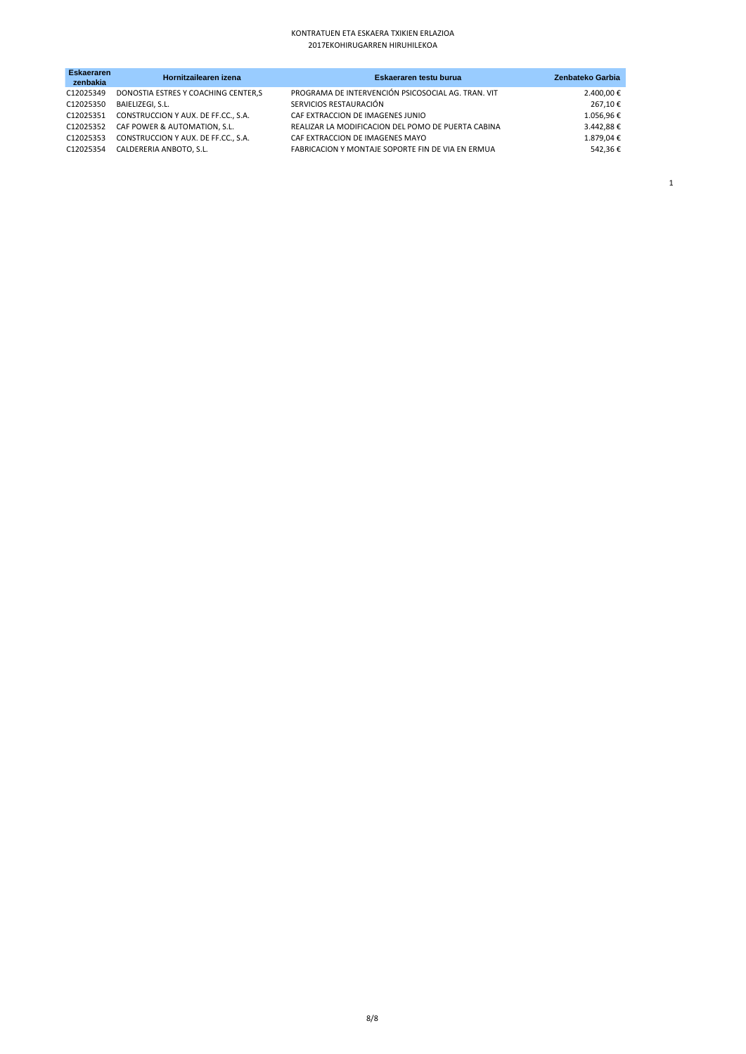KONTRATUEN ETA ESKAERA TXIKIEN ERLAZIOA
2017EKOHIRUGARREN HIRUHILEKOA

| Eskaeraren zenbakia | Hornitzailearen izena | Eskaeraren testu burua | Zenbateko Garbia |
|---|---|---|---|
| C12025349 | DONOSTIA ESTRES Y COACHING CENTER,S | PROGRAMA DE INTERVENCIÓN PSICOSOCIAL AG. TRAN. VIT | 2.400,00 € |
| C12025350 | BAIELIZEGI, S.L. | SERVICIOS RESTAURACIÓN | 267,10 € |
| C12025351 | CONSTRUCCION Y AUX. DE FF.CC., S.A. | CAF EXTRACCION DE IMAGENES JUNIO | 1.056,96 € |
| C12025352 | CAF POWER & AUTOMATION, S.L. | REALIZAR LA MODIFICACION DEL POMO DE PUERTA CABINA | 3.442,88 € |
| C12025353 | CONSTRUCCION Y AUX. DE FF.CC., S.A. | CAF EXTRACCION DE IMAGENES MAYO | 1.879,04 € |
| C12025354 | CALDERERIA ANBOTO, S.L. | FABRICACION Y MONTAJE SOPORTE FIN DE VIA EN ERMUA | 542,36 € |